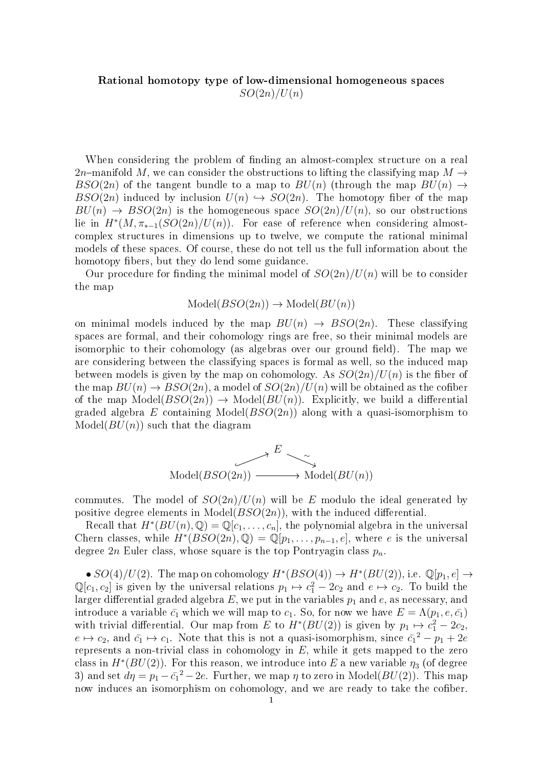**Rational homotopy type of low-dimensional homogeneous spaces**
$SO(2n)/U(n)$

When considering the problem of finding an almost-complex structure on a real $2n$–manifold $M$, we can consider the obstructions to lifting the classifying map $M \to BSO(2n)$ of the tangent bundle to a map to $BU(n)$ (through the map $BU(n) \to BSO(2n)$ induced by inclusion $U(n) \hookrightarrow SO(2n)$. The homotopy fiber of the map $BU(n) \to BSO(2n)$ is the homogeneous space $SO(2n)/U(n)$, so our obstructions lie in $H^*(M, \pi_{*-1}(SO(2n)/U(n))$. For ease of reference when considering almost-complex structures in dimensions up to twelve, we compute the rational minimal models of these spaces. Of course, these do not tell us the full information about the homotopy fibers, but they do lend some guidance.

Our procedure for finding the minimal model of $SO(2n)/U(n)$ will be to consider the map

$$\mathrm{Model}(BSO(2n)) \to \mathrm{Model}(BU(n))$$

on minimal models induced by the map $BU(n) \to BSO(2n)$. These classifying spaces are formal, and their cohomology rings are free, so their minimal models are isomorphic to their cohomology (as algebras over our ground field). The map we are considering between the classifying spaces is formal as well, so the induced map between models is given by the map on cohomology. As $SO(2n)/U(n)$ is the fiber of the map $BU(n) \to BSO(2n)$, a model of $SO(2n)/U(n)$ will be obtained as the cofiber of the map $\mathrm{Model}(BSO(2n)) \to \mathrm{Model}(BU(n))$. Explicitly, we build a differential graded algebra $E$ containing $\mathrm{Model}(BSO(2n))$ along with a quasi-isomorphism to $\mathrm{Model}(BU(n))$ such that the diagram

$$\begin{array}{ccc} & E & \\ \nearrow & & \searrow^{\sim} \\ \mathrm{Model}(BSO(2n)) & \longrightarrow & \mathrm{Model}(BU(n)) \end{array}$$

commutes. The model of $SO(2n)/U(n)$ will be $E$ modulo the ideal generated by positive degree elements in $\mathrm{Model}(BSO(2n))$, with the induced differential.

Recall that $H^*(BU(n), \mathbb{Q}) = \mathbb{Q}[c_1, \dots, c_n]$, the polynomial algebra in the universal Chern classes, while $H^*(BSO(2n), \mathbb{Q}) = \mathbb{Q}[p_1, \dots, p_{n-1}, e]$, where $e$ is the universal degree $2n$ Euler class, whose square is the top Pontryagin class $p_n$.

• $SO(4)/U(2)$. The map on cohomology $H^*(BSO(4)) \to H^*(BU(2))$, i.e. $\mathbb{Q}[p_1, e] \to \mathbb{Q}[c_1, c_2]$ is given by the universal relations $p_1 \mapsto c_1^2 - 2c_2$ and $e \mapsto c_2$. To build the larger differential graded algebra $E$, we put in the variables $p_1$ and $e$, as necessary, and introduce a variable $\bar{c_1}$ which we will map to $c_1$. So, for now we have $E = \Lambda(p_1, e, \bar{c_1})$ with trivial differential. Our map from $E$ to $H^*(BU(2))$ is given by $p_1 \mapsto c_1^2 - 2c_2$, $e \mapsto c_2$, and $\bar{c_1} \mapsto c_1$. Note that this is not a quasi-isomorphism, since $\bar{c_1}^2 - p_1 + 2e$ represents a non-trivial class in cohomology in $E$, while it gets mapped to the zero class in $H^*(BU(2))$. For this reason, we introduce into $E$ a new variable $\eta_3$ (of degree 3) and set $d\eta = p_1 - \bar{c_1}^2 - 2e$. Further, we map $\eta$ to zero in $\mathrm{Model}(BU(2))$. This map now induces an isomorphism on cohomology, and we are ready to take the cofiber.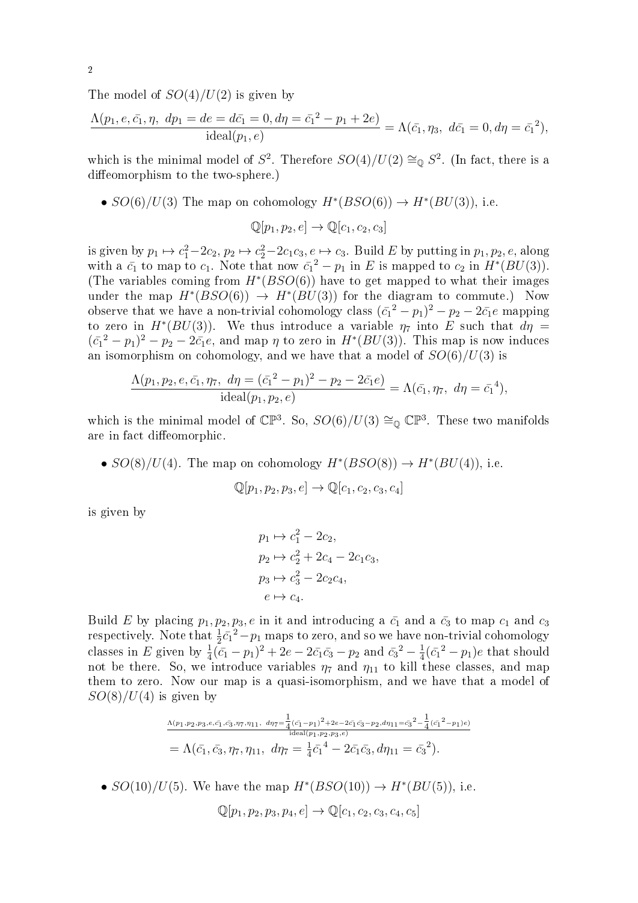The model of $SO(4)/U(2)$ is given by

$$\frac{\Lambda(p_1, e, \bar{c_1}, \eta,\ dp_1 = de = d\bar{c_1} = 0, d\eta = \bar{c_1}^2 - p_1 + 2e)}{\text{ideal}(p_1, e)} = \Lambda(\bar{c_1}, \eta_3,\ d\bar{c_1} = 0, d\eta = \bar{c_1}^2),$$

which is the minimal model of $S^2$. Therefore $SO(4)/U(2) \cong_{\mathbb{Q}} S^2$. (In fact, there is a diffeomorphism to the two-sphere.)

- $SO(6)/U(3)$ The map on cohomology $H^*(BSO(6)) \to H^*(BU(3))$, i.e.

$$\mathbb{Q}[p_1, p_2, e] \to \mathbb{Q}[c_1, c_2, c_3]$$

is given by $p_1 \mapsto c_1^2 - 2c_2$, $p_2 \mapsto c_2^2 - 2c_1c_3$, $e \mapsto c_3$. Build $E$ by putting in $p_1, p_2, e$, along with a $\bar{c_1}$ to map to $c_1$. Note that now $\bar{c_1}^2 - p_1$ in $E$ is mapped to $c_2$ in $H^*(BU(3))$. (The variables coming from $H^*(BSO(6))$ have to get mapped to what their images under the map $H^*(BSO(6)) \to H^*(BU(3))$ for the diagram to commute.) Now observe that we have a non-trivial cohomology class $(\bar{c_1}^2 - p_1)^2 - p_2 - 2\bar{c_1}e$ mapping to zero in $H^*(BU(3))$. We thus introduce a variable $\eta_7$ into $E$ such that $d\eta = (\bar{c_1}^2 - p_1)^2 - p_2 - 2\bar{c_1}e$, and map $\eta$ to zero in $H^*(BU(3))$. This map is now induces an isomorphism on cohomology, and we have that a model of $SO(6)/U(3)$ is

$$\frac{\Lambda(p_1, p_2, e, \bar{c_1}, \eta_7,\ d\eta = (\bar{c_1}^2 - p_1)^2 - p_2 - 2\bar{c_1}e)}{\text{ideal}(p_1, p_2, e)} = \Lambda(\bar{c_1}, \eta_7,\ d\eta = \bar{c_1}^4),$$

which is the minimal model of $\mathbb{CP}^3$. So, $SO(6)/U(3) \cong_{\mathbb{Q}} \mathbb{CP}^3$. These two manifolds are in fact diffeomorphic.

- $SO(8)/U(4)$. The map on cohomology $H^*(BSO(8)) \to H^*(BU(4))$, i.e.

$$\mathbb{Q}[p_1, p_2, p_3, e] \to \mathbb{Q}[c_1, c_2, c_3, c_4]$$

is given by

$$\begin{aligned}
p_1 &\mapsto c_1^2 - 2c_2, \\
p_2 &\mapsto c_2^2 + 2c_4 - 2c_1c_3, \\
p_3 &\mapsto c_3^2 - 2c_2c_4, \\
e &\mapsto c_4.
\end{aligned}$$

Build $E$ by placing $p_1, p_2, p_3, e$ in it and introducing a $\bar{c_1}$ and a $\bar{c_3}$ to map $c_1$ and $c_3$ respectively. Note that $\frac{1}{2}\bar{c_1}^2 - p_1$ maps to zero, and so we have non-trivial cohomology classes in $E$ given by $\frac{1}{4}(\bar{c_1} - p_1)^2 + 2e - 2\bar{c_1}\bar{c_3} - p_2$ and $\bar{c_3}^2 - \frac{1}{4}(\bar{c_1}^2 - p_1)e$ that should not be there. So, we introduce variables $\eta_7$ and $\eta_{11}$ to kill these classes, and map them to zero. Now our map is a quasi-isomorphism, and we have that a model of $SO(8)/U(4)$ is given by

$$\frac{\Lambda(p_1, p_2, p_3, e, \bar{c_1}, \bar{c_3}, \eta_7, \eta_{11},\ d\eta_7 = \frac{1}{4}(\bar{c_1} - p_1)^2 + 2e - 2\bar{c_1}\bar{c_3} - p_2, d\eta_{11} = \bar{c_3}^2 - \frac{1}{4}(\bar{c_1}^2 - p_1)e)}{\text{ideal}(p_1, p_2, p_3, e)}$$
$$= \Lambda(\bar{c_1}, \bar{c_3}, \eta_7, \eta_{11},\ d\eta_7 = \tfrac{1}{4}\bar{c_1}^4 - 2\bar{c_1}\bar{c_3}, d\eta_{11} = \bar{c_3}^2).$$

- $SO(10)/U(5)$. We have the map $H^*(BSO(10)) \to H^*(BU(5))$, i.e.

$$\mathbb{Q}[p_1, p_2, p_3, p_4, e] \to \mathbb{Q}[c_1, c_2, c_3, c_4, c_5]$$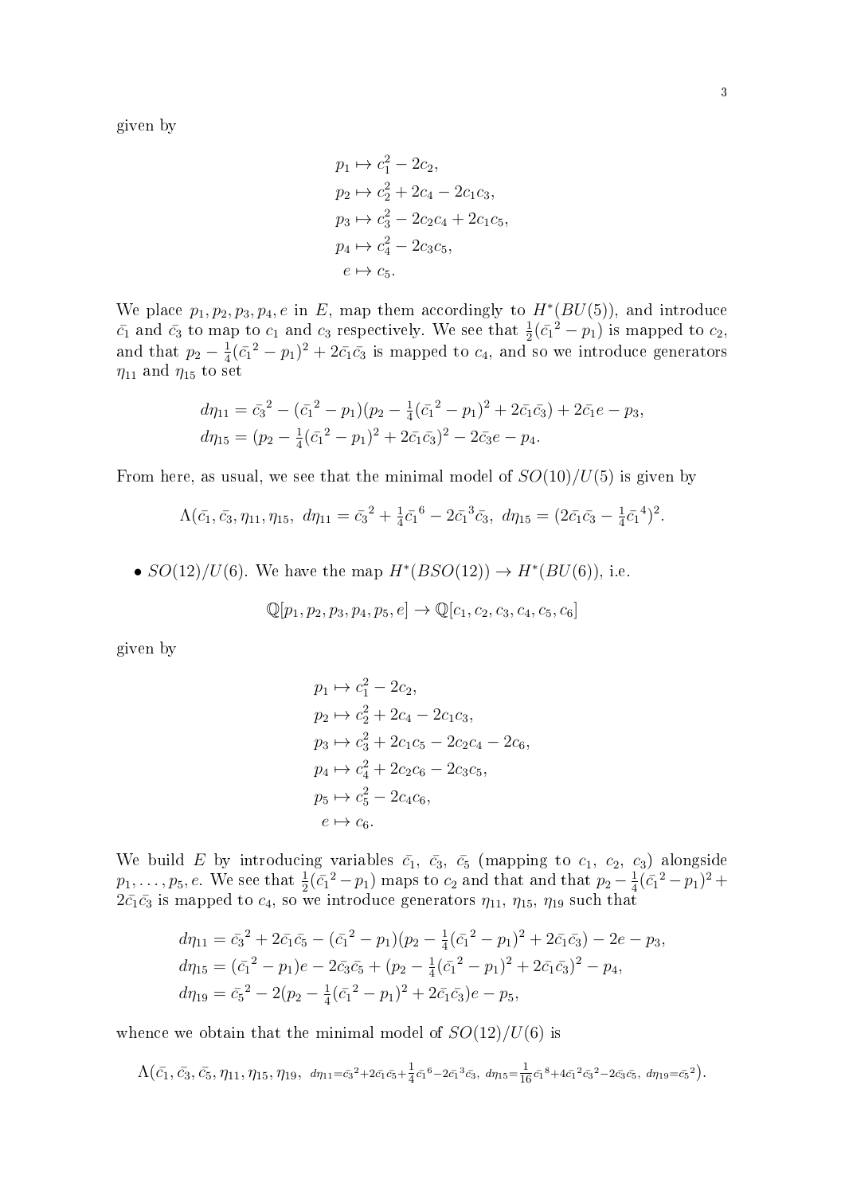given by

$$
\begin{aligned}
p_1 &\mapsto c_1^2 - 2c_2, \\
p_2 &\mapsto c_2^2 + 2c_4 - 2c_1c_3, \\
p_3 &\mapsto c_3^2 - 2c_2c_4 + 2c_1c_5, \\
p_4 &\mapsto c_4^2 - 2c_3c_5, \\
e &\mapsto c_5.
\end{aligned}
$$

We place $p_1, p_2, p_3, p_4, e$ in $E$, map them accordingly to $H^*(BU(5))$, and introduce $\bar{c_1}$ and $\bar{c_3}$ to map to $c_1$ and $c_3$ respectively. We see that $\frac{1}{2}(\bar{c_1}^2 - p_1)$ is mapped to $c_2$, and that $p_2 - \frac{1}{4}(\bar{c_1}^2 - p_1)^2 + 2\bar{c_1}\bar{c_3}$ is mapped to $c_4$, and so we introduce generators $\eta_{11}$ and $\eta_{15}$ to set

$$
\begin{aligned}
d\eta_{11} &= \bar{c_3}^2 - (\bar{c_1}^2 - p_1)(p_2 - \tfrac{1}{4}(\bar{c_1}^2 - p_1)^2 + 2\bar{c_1}\bar{c_3}) + 2\bar{c_1}e - p_3, \\
d\eta_{15} &= (p_2 - \tfrac{1}{4}(\bar{c_1}^2 - p_1)^2 + 2\bar{c_1}\bar{c_3})^2 - 2\bar{c_3}e - p_4.
\end{aligned}
$$

From here, as usual, we see that the minimal model of $SO(10)/U(5)$ is given by

$$
\Lambda(\bar{c_1}, \bar{c_3}, \eta_{11}, \eta_{15},\ d\eta_{11} = \bar{c_3}^2 + \tfrac{1}{4}\bar{c_1}^6 - 2\bar{c_1}^3\bar{c_3},\ d\eta_{15} = (2\bar{c_1}\bar{c_3} - \tfrac{1}{4}\bar{c_1}^4)^2.
$$

- $SO(12)/U(6)$. We have the map $H^*(BSO(12)) \to H^*(BU(6))$, i.e.

$$
\mathbb{Q}[p_1, p_2, p_3, p_4, p_5, e] \to \mathbb{Q}[c_1, c_2, c_3, c_4, c_5, c_6]
$$

given by

$$
\begin{aligned}
p_1 &\mapsto c_1^2 - 2c_2, \\
p_2 &\mapsto c_2^2 + 2c_4 - 2c_1c_3, \\
p_3 &\mapsto c_3^2 + 2c_1c_5 - 2c_2c_4 - 2c_6, \\
p_4 &\mapsto c_4^2 + 2c_2c_6 - 2c_3c_5, \\
p_5 &\mapsto c_5^2 - 2c_4c_6, \\
e &\mapsto c_6.
\end{aligned}
$$

We build $E$ by introducing variables $\bar{c_1}$, $\bar{c_3}$, $\bar{c_5}$ (mapping to $c_1$, $c_2$, $c_3$) alongside $p_1, \ldots, p_5, e$. We see that $\frac{1}{2}(\bar{c_1}^2 - p_1)$ maps to $c_2$ and that and that $p_2 - \frac{1}{4}(\bar{c_1}^2 - p_1)^2 + 2\bar{c_1}\bar{c_3}$ is mapped to $c_4$, so we introduce generators $\eta_{11}$, $\eta_{15}$, $\eta_{19}$ such that

$$
\begin{aligned}
d\eta_{11} &= \bar{c_3}^2 + 2\bar{c_1}\bar{c_5} - (\bar{c_1}^2 - p_1)(p_2 - \tfrac{1}{4}(\bar{c_1}^2 - p_1)^2 + 2\bar{c_1}\bar{c_3}) - 2e - p_3, \\
d\eta_{15} &= (\bar{c_1}^2 - p_1)e - 2\bar{c_3}\bar{c_5} + (p_2 - \tfrac{1}{4}(\bar{c_1}^2 - p_1)^2 + 2\bar{c_1}\bar{c_3})^2 - p_4, \\
d\eta_{19} &= \bar{c_5}^2 - 2(p_2 - \tfrac{1}{4}(\bar{c_1}^2 - p_1)^2 + 2\bar{c_1}\bar{c_3})e - p_5,
\end{aligned}
$$

whence we obtain that the minimal model of $SO(12)/U(6)$ is

$$
\Lambda\big(\bar{c_1}, \bar{c_3}, \bar{c_5}, \eta_{11}, \eta_{15}, \eta_{19},\ d\eta_{11} = \bar{c_3}^2 + 2\bar{c_1}\bar{c_5} + \tfrac{1}{4}\bar{c_1}^6 - 2\bar{c_1}^3\bar{c_3},\ d\eta_{15} = \tfrac{1}{16}\bar{c_1}^8 + 4\bar{c_1}^2\bar{c_3}^2 - 2\bar{c_3}\bar{c_5},\ d\eta_{19} = \bar{c_5}^2\big).
$$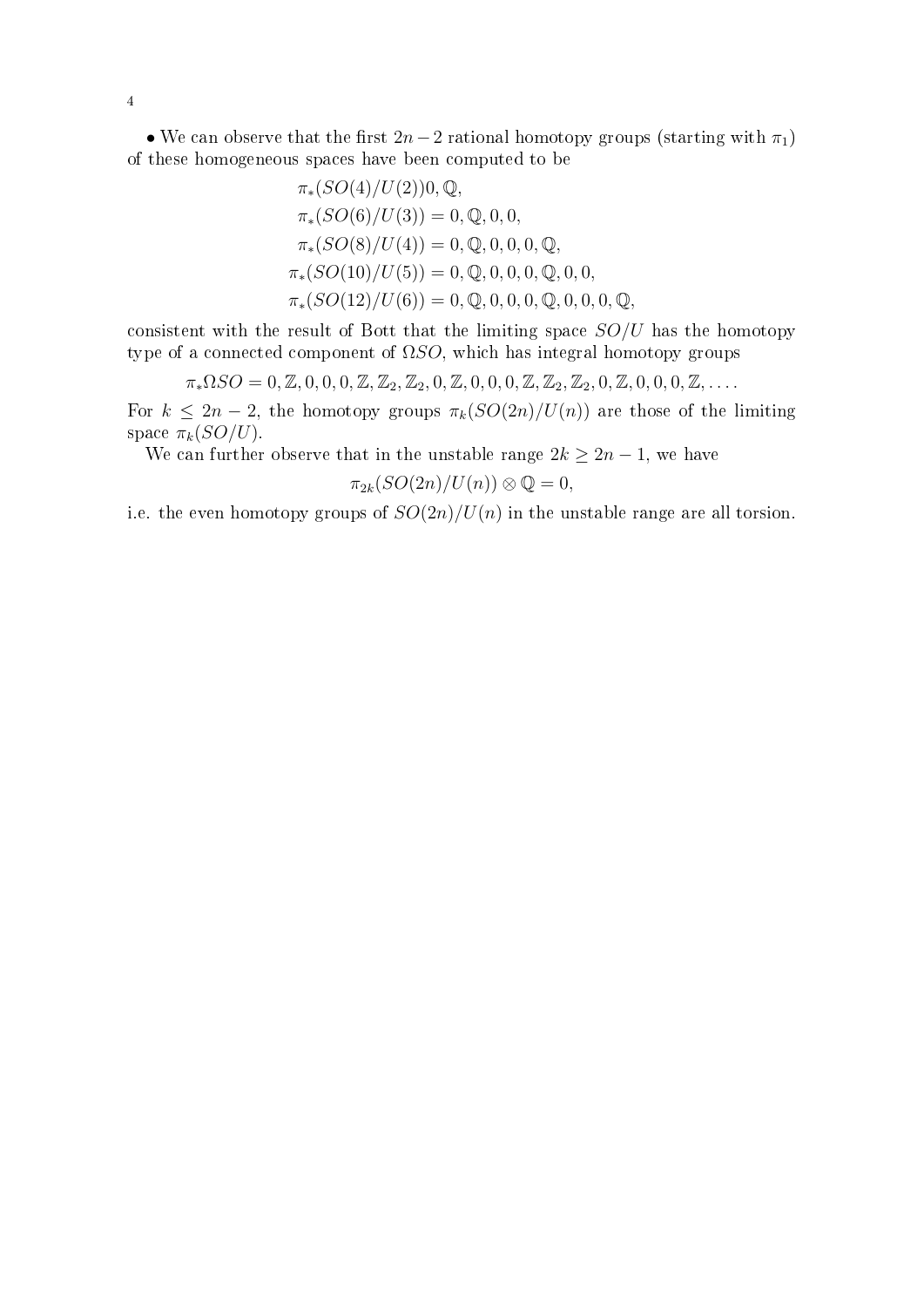• We can observe that the first $2n-2$ rational homotopy groups (starting with $\pi_1$) of these homogeneous spaces have been computed to be

$$
\begin{aligned}
\pi_*(SO(4)/U(2))0, \mathbb{Q},\\
\pi_*(SO(6)/U(3)) &= 0, \mathbb{Q}, 0, 0,\\
\pi_*(SO(8)/U(4)) &= 0, \mathbb{Q}, 0, 0, 0, \mathbb{Q},\\
\pi_*(SO(10)/U(5)) &= 0, \mathbb{Q}, 0, 0, 0, \mathbb{Q}, 0, 0,\\
\pi_*(SO(12)/U(6)) &= 0, \mathbb{Q}, 0, 0, 0, \mathbb{Q}, 0, 0, 0, \mathbb{Q},
\end{aligned}
$$

consistent with the result of Bott that the limiting space $SO/U$ has the homotopy type of a connected component of $\Omega SO$, which has integral homotopy groups

$$\pi_*\Omega SO = 0, \mathbb{Z}, 0, 0, 0, \mathbb{Z}, \mathbb{Z}_2, \mathbb{Z}_2, 0, \mathbb{Z}, 0, 0, 0, \mathbb{Z}, \mathbb{Z}_2, \mathbb{Z}_2, 0, \mathbb{Z}, 0, 0, 0, \mathbb{Z}, \ldots.$$

For $k \leq 2n-2$, the homotopy groups $\pi_k(SO(2n)/U(n))$ are those of the limiting space $\pi_k(SO/U)$.

We can further observe that in the unstable range $2k \geq 2n-1$, we have

$$\pi_{2k}(SO(2n)/U(n)) \otimes \mathbb{Q} = 0,$$

i.e. the even homotopy groups of $SO(2n)/U(n)$ in the unstable range are all torsion.